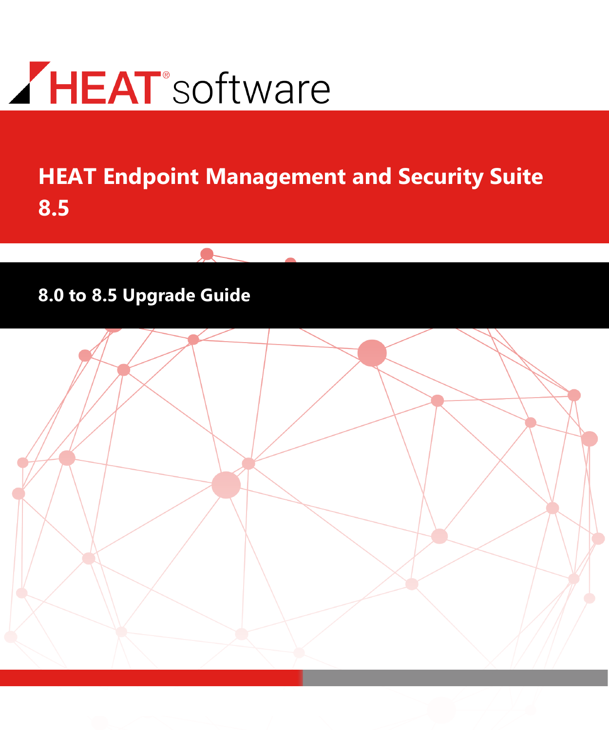HEAT® software

# HEAT Endpoint Management and Security Suite 8.5

## 8.0 to 8.5 Upgrade Guide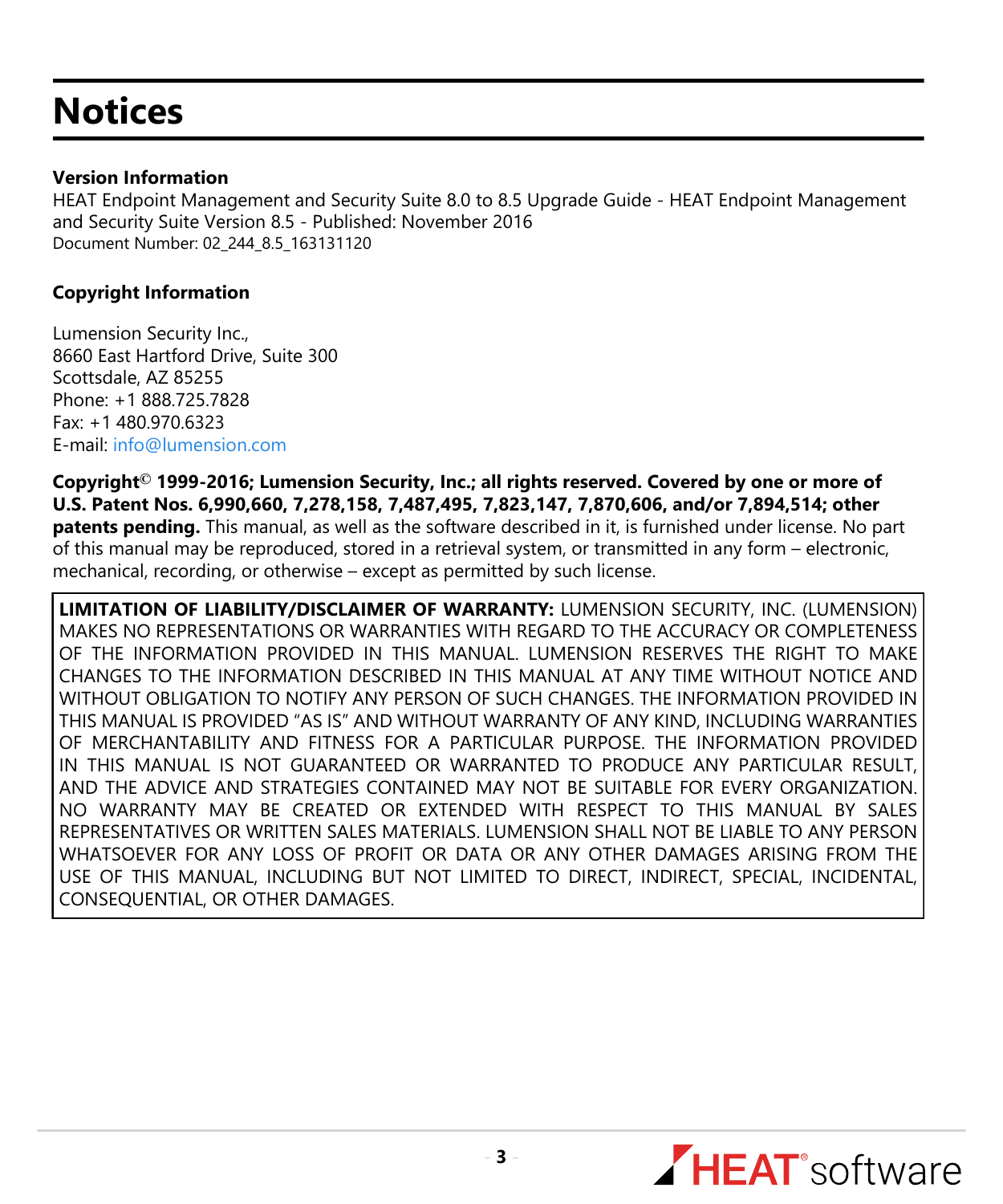# Notices

**Version Information**

HEAT Endpoint Management and Security Suite 8.0 to 8.5 Upgrade Guide - HEAT Endpoint Management and Security Suite Version 8.5 - Published: November 2016
Document Number: 02_244_8.5_163131120

**Copyright Information**

Lumension Security Inc.,
8660 East Hartford Drive, Suite 300
Scottsdale, AZ 85255
Phone: +1 888.725.7828
Fax: +1 480.970.6323
E-mail: info@lumension.com

**Copyright© 1999-2016; Lumension Security, Inc.; all rights reserved. Covered by one or more of U.S. Patent Nos. 6,990,660, 7,278,158, 7,487,495, 7,823,147, 7,870,606, and/or 7,894,514; other patents pending.** This manual, as well as the software described in it, is furnished under license. No part of this manual may be reproduced, stored in a retrieval system, or transmitted in any form – electronic, mechanical, recording, or otherwise – except as permitted by such license.

**LIMITATION OF LIABILITY/DISCLAIMER OF WARRANTY:** LUMENSION SECURITY, INC. (LUMENSION) MAKES NO REPRESENTATIONS OR WARRANTIES WITH REGARD TO THE ACCURACY OR COMPLETENESS OF THE INFORMATION PROVIDED IN THIS MANUAL. LUMENSION RESERVES THE RIGHT TO MAKE CHANGES TO THE INFORMATION DESCRIBED IN THIS MANUAL AT ANY TIME WITHOUT NOTICE AND WITHOUT OBLIGATION TO NOTIFY ANY PERSON OF SUCH CHANGES. THE INFORMATION PROVIDED IN THIS MANUAL IS PROVIDED "AS IS" AND WITHOUT WARRANTY OF ANY KIND, INCLUDING WARRANTIES OF MERCHANTABILITY AND FITNESS FOR A PARTICULAR PURPOSE. THE INFORMATION PROVIDED IN THIS MANUAL IS NOT GUARANTEED OR WARRANTED TO PRODUCE ANY PARTICULAR RESULT, AND THE ADVICE AND STRATEGIES CONTAINED MAY NOT BE SUITABLE FOR EVERY ORGANIZATION. NO WARRANTY MAY BE CREATED OR EXTENDED WITH RESPECT TO THIS MANUAL BY SALES REPRESENTATIVES OR WRITTEN SALES MATERIALS. LUMENSION SHALL NOT BE LIABLE TO ANY PERSON WHATSOEVER FOR ANY LOSS OF PROFIT OR DATA OR ANY OTHER DAMAGES ARISING FROM THE USE OF THIS MANUAL, INCLUDING BUT NOT LIMITED TO DIRECT, INDIRECT, SPECIAL, INCIDENTAL, CONSEQUENTIAL, OR OTHER DAMAGES.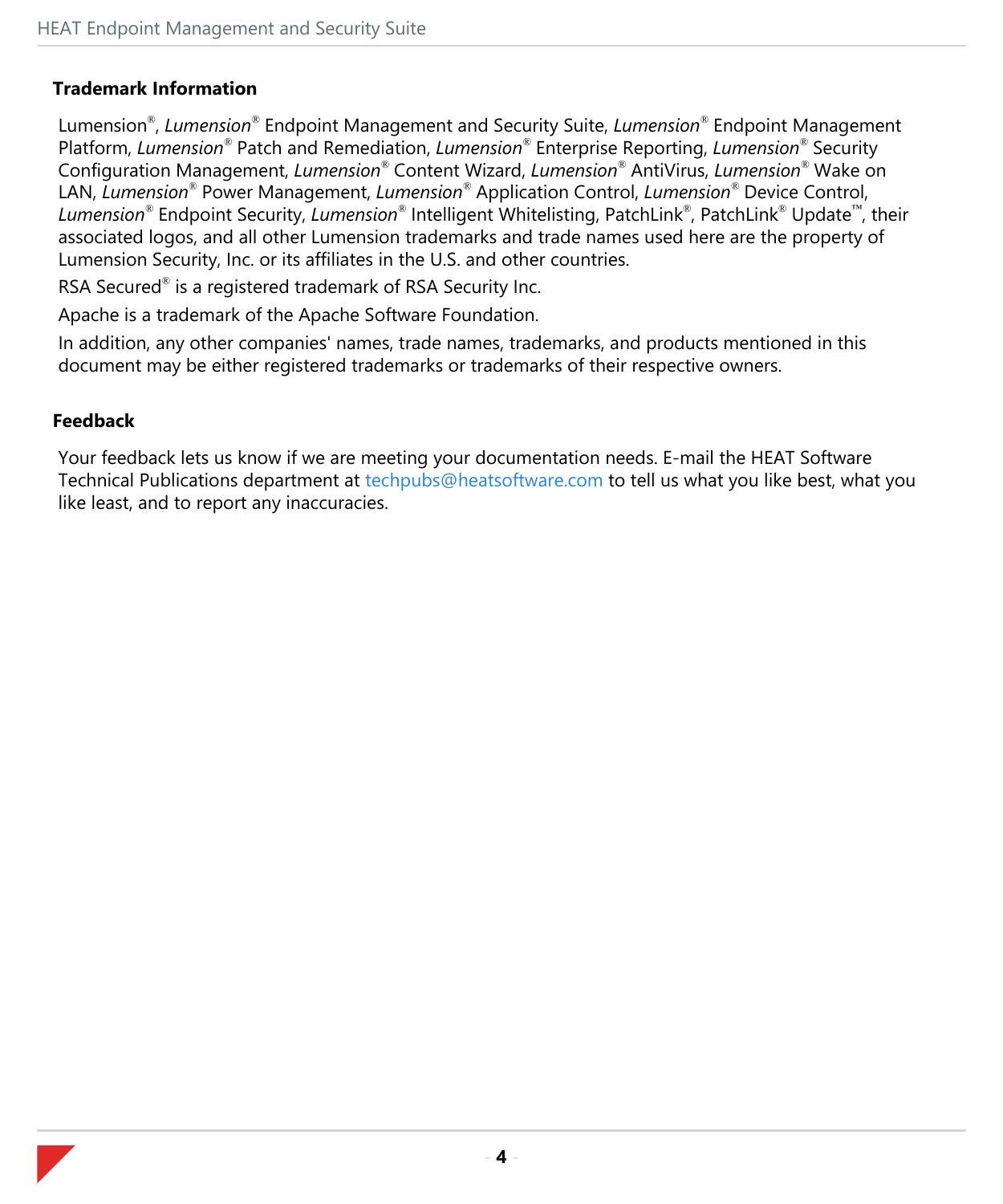## Trademark Information

Lumension®, *Lumension*® Endpoint Management and Security Suite, *Lumension*® Endpoint Management Platform, *Lumension*® Patch and Remediation, *Lumension*® Enterprise Reporting, *Lumension*® Security Configuration Management, *Lumension*® Content Wizard, *Lumension*® AntiVirus, *Lumension*® Wake on LAN, *Lumension*® Power Management, *Lumension*® Application Control, *Lumension*® Device Control, *Lumension*® Endpoint Security, *Lumension*® Intelligent Whitelisting, PatchLink®, PatchLink® Update™, their associated logos, and all other Lumension trademarks and trade names used here are the property of Lumension Security, Inc. or its affiliates in the U.S. and other countries.

RSA Secured® is a registered trademark of RSA Security Inc.

Apache is a trademark of the Apache Software Foundation.

In addition, any other companies' names, trade names, trademarks, and products mentioned in this document may be either registered trademarks or trademarks of their respective owners.

## Feedback

Your feedback lets us know if we are meeting your documentation needs. E-mail the HEAT Software Technical Publications department at techpubs@heatsoftware.com to tell us what you like best, what you like least, and to report any inaccuracies.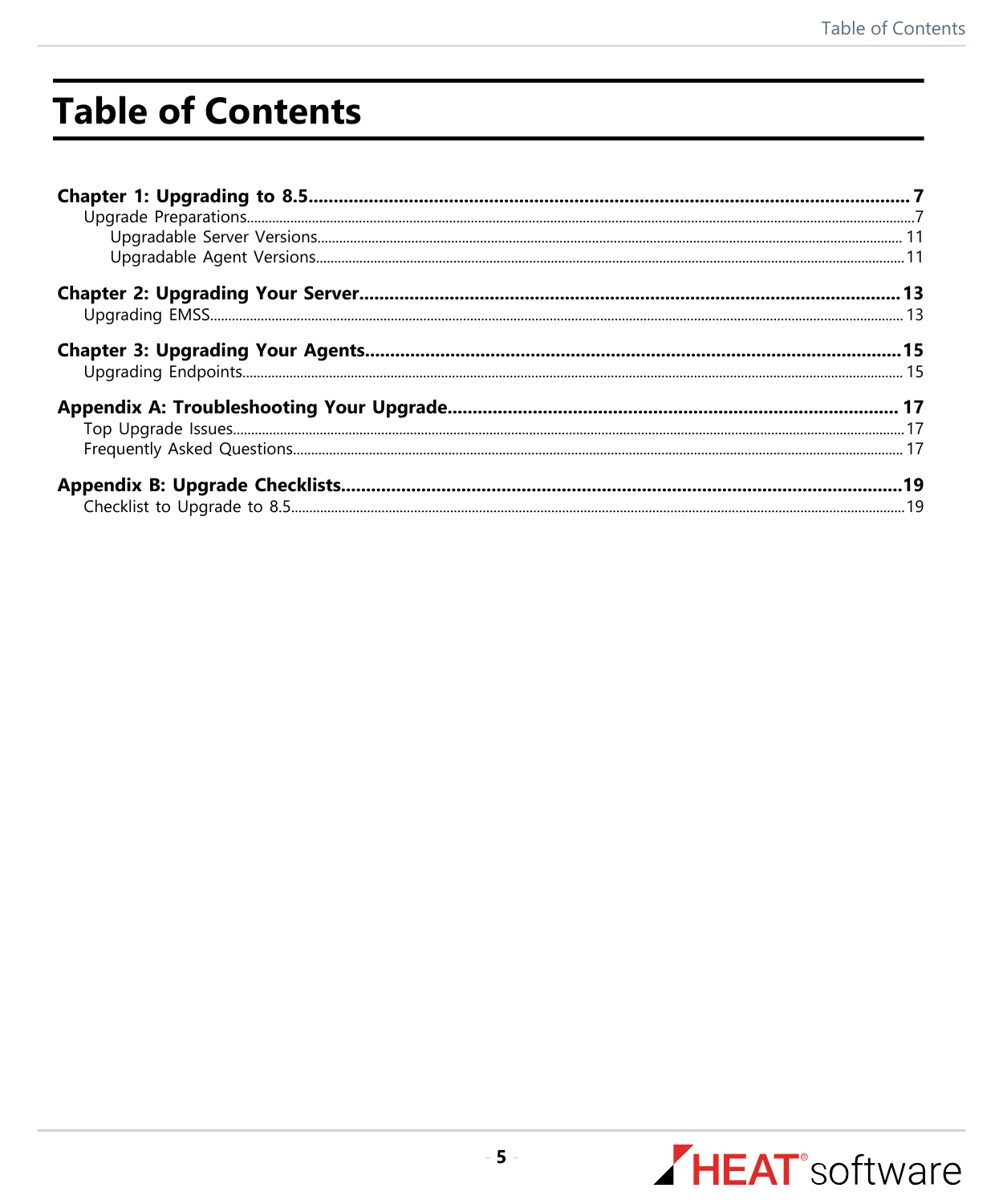# Table of Contents

**Chapter 1: Upgrading to 8.5** .......... **7**
- Upgrade Preparations .......... 7
  - Upgradable Server Versions .......... 11
  - Upgradable Agent Versions .......... 11

**Chapter 2: Upgrading Your Server** .......... **13**
- Upgrading EMSS .......... 13

**Chapter 3: Upgrading Your Agents** .......... **15**
- Upgrading Endpoints .......... 15

**Appendix A: Troubleshooting Your Upgrade** .......... **17**
- Top Upgrade Issues .......... 17
- Frequently Asked Questions .......... 17

**Appendix B: Upgrade Checklists** .......... **19**
- Checklist to Upgrade to 8.5 .......... 19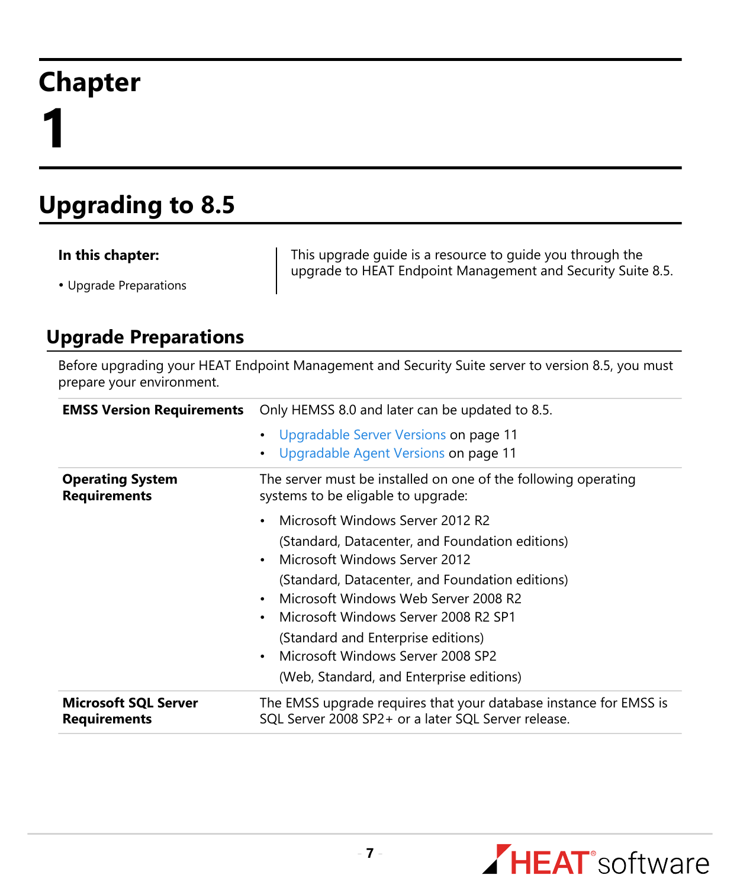# Chapter 1

# Upgrading to 8.5

**In this chapter:**

- Upgrade Preparations

This upgrade guide is a resource to guide you through the upgrade to HEAT Endpoint Management and Security Suite 8.5.

## Upgrade Preparations

Before upgrading your HEAT Endpoint Management and Security Suite server to version 8.5, you must prepare your environment.

| | |
|---|---|
| **EMSS Version Requirements** | Only HEMSS 8.0 and later can be updated to 8.5.<br>• Upgradable Server Versions on page 11<br>• Upgradable Agent Versions on page 11 |
| **Operating System Requirements** | The server must be installed on one of the following operating systems to be eligable to upgrade:<br>• Microsoft Windows Server 2012 R2<br>(Standard, Datacenter, and Foundation editions)<br>• Microsoft Windows Server 2012<br>(Standard, Datacenter, and Foundation editions)<br>• Microsoft Windows Web Server 2008 R2<br>• Microsoft Windows Server 2008 R2 SP1<br>(Standard and Enterprise editions)<br>• Microsoft Windows Server 2008 SP2<br>(Web, Standard, and Enterprise editions) |
| **Microsoft SQL Server Requirements** | The EMSS upgrade requires that your database instance for EMSS is SQL Server 2008 SP2+ or a later SQL Server release. |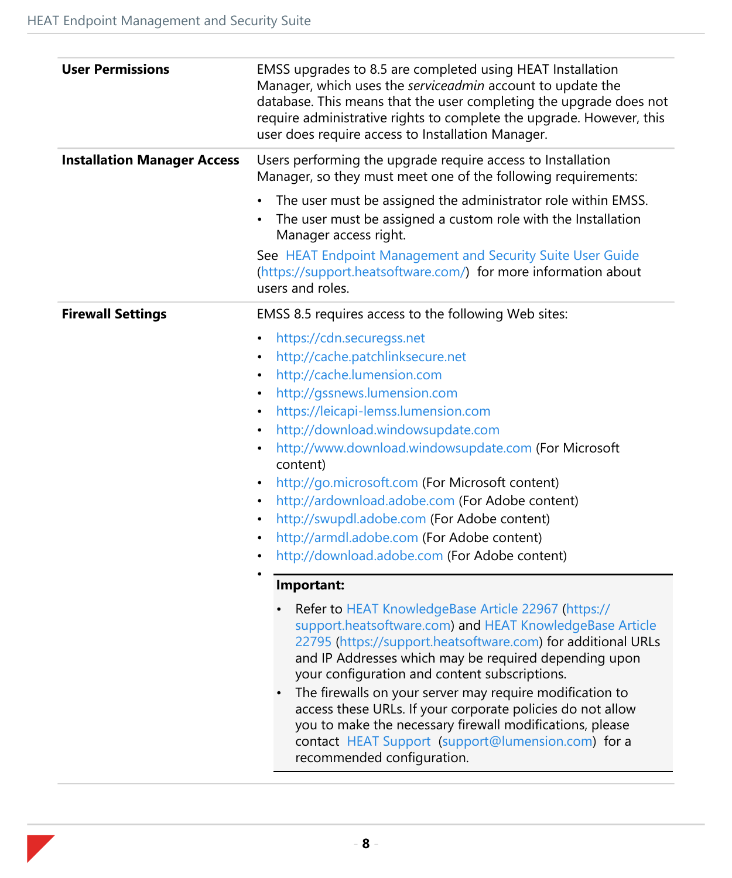| | |
|---|---|
| **User Permissions** | EMSS upgrades to 8.5 are completed using HEAT Installation Manager, which uses the *serviceadmin* account to update the database. This means that the user completing the upgrade does not require administrative rights to complete the upgrade. However, this user does require access to Installation Manager. |
| **Installation Manager Access** | Users performing the upgrade require access to Installation Manager, so they must meet one of the following requirements:<br>• The user must be assigned the administrator role within EMSS.<br>• The user must be assigned a custom role with the Installation Manager access right.<br>See HEAT Endpoint Management and Security Suite User Guide (https://support.heatsoftware.com/) for more information about users and roles. |
| **Firewall Settings** | EMSS 8.5 requires access to the following Web sites:<br>• https://cdn.securegss.net<br>• http://cache.patchlinksecure.net<br>• http://cache.lumension.com<br>• http://gssnews.lumension.com<br>• https://leicapi-lemss.lumension.com<br>• http://download.windowsupdate.com<br>• http://www.download.windowsupdate.com (For Microsoft content)<br>• http://go.microsoft.com (For Microsoft content)<br>• http://ardownload.adobe.com (For Adobe content)<br>• http://swupdl.adobe.com (For Adobe content)<br>• http://armdl.adobe.com (For Adobe content)<br>• http://download.adobe.com (For Adobe content)<br>**Important:**<br>• Refer to HEAT KnowledgeBase Article 22967 (https://support.heatsoftware.com) and HEAT KnowledgeBase Article 22795 (https://support.heatsoftware.com) for additional URLs and IP Addresses which may be required depending upon your configuration and content subscriptions.<br>• The firewalls on your server may require modification to access these URLs. If your corporate policies do not allow you to make the necessary firewall modifications, please contact HEAT Support (support@lumension.com) for a recommended configuration. |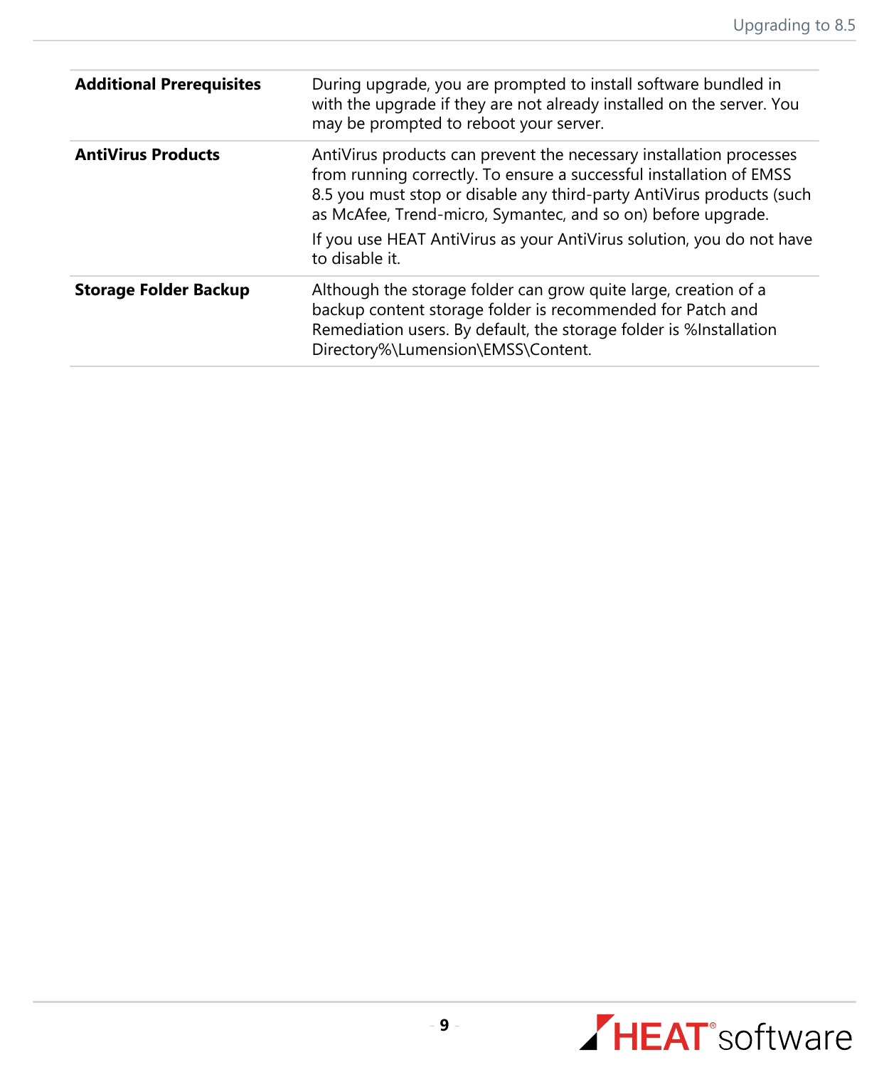| | |
|---|---|
| **Additional Prerequisites** | During upgrade, you are prompted to install software bundled in with the upgrade if they are not already installed on the server. You may be prompted to reboot your server. |
| **AntiVirus Products** | AntiVirus products can prevent the necessary installation processes from running correctly. To ensure a successful installation of EMSS 8.5 you must stop or disable any third-party AntiVirus products (such as McAfee, Trend-micro, Symantec, and so on) before upgrade.<br><br>If you use HEAT AntiVirus as your AntiVirus solution, you do not have to disable it. |
| **Storage Folder Backup** | Although the storage folder can grow quite large, creation of a backup content storage folder is recommended for Patch and Remediation users. By default, the storage folder is %Installation Directory%\Lumension\EMSS\Content. |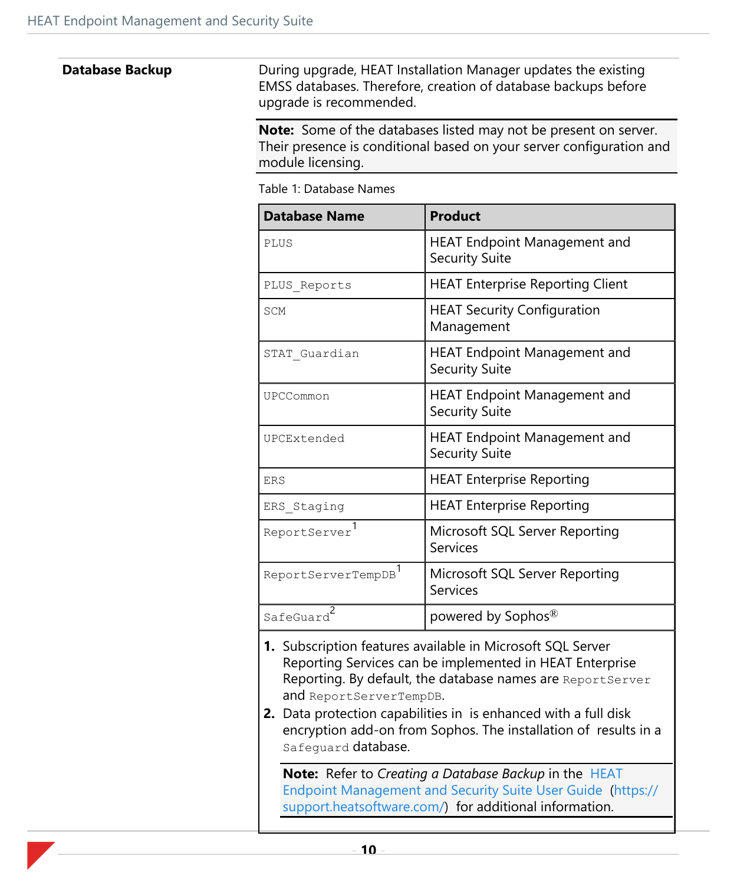**Database Backup**

During upgrade, HEAT Installation Manager updates the existing EMSS databases. Therefore, creation of database backups before upgrade is recommended.

**Note:** Some of the databases listed may not be present on server. Their presence is conditional based on your server configuration and module licensing.

Table 1: Database Names

| Database Name | Product |
| --- | --- |
| PLUS | HEAT Endpoint Management and Security Suite |
| PLUS_Reports | HEAT Enterprise Reporting Client |
| SCM | HEAT Security Configuration Management |
| STAT_Guardian | HEAT Endpoint Management and Security Suite |
| UPCCommon | HEAT Endpoint Management and Security Suite |
| UPCExtended | HEAT Endpoint Management and Security Suite |
| ERS | HEAT Enterprise Reporting |
| ERS_Staging | HEAT Enterprise Reporting |
| ReportServer[1] | Microsoft SQL Server Reporting Services |
| ReportServerTempDB[1] | Microsoft SQL Server Reporting Services |
| SafeGuard[2] | powered by Sophos® |

1. Subscription features available in Microsoft SQL Server Reporting Services can be implemented in HEAT Enterprise Reporting. By default, the database names are ReportServer and ReportServerTempDB.
2. Data protection capabilities in  is enhanced with a full disk encryption add-on from Sophos. The installation of  results in a Safeguard database.

**Note:** Refer to *Creating a Database Backup* in the HEAT Endpoint Management and Security Suite User Guide (https://support.heatsoftware.com/) for additional information.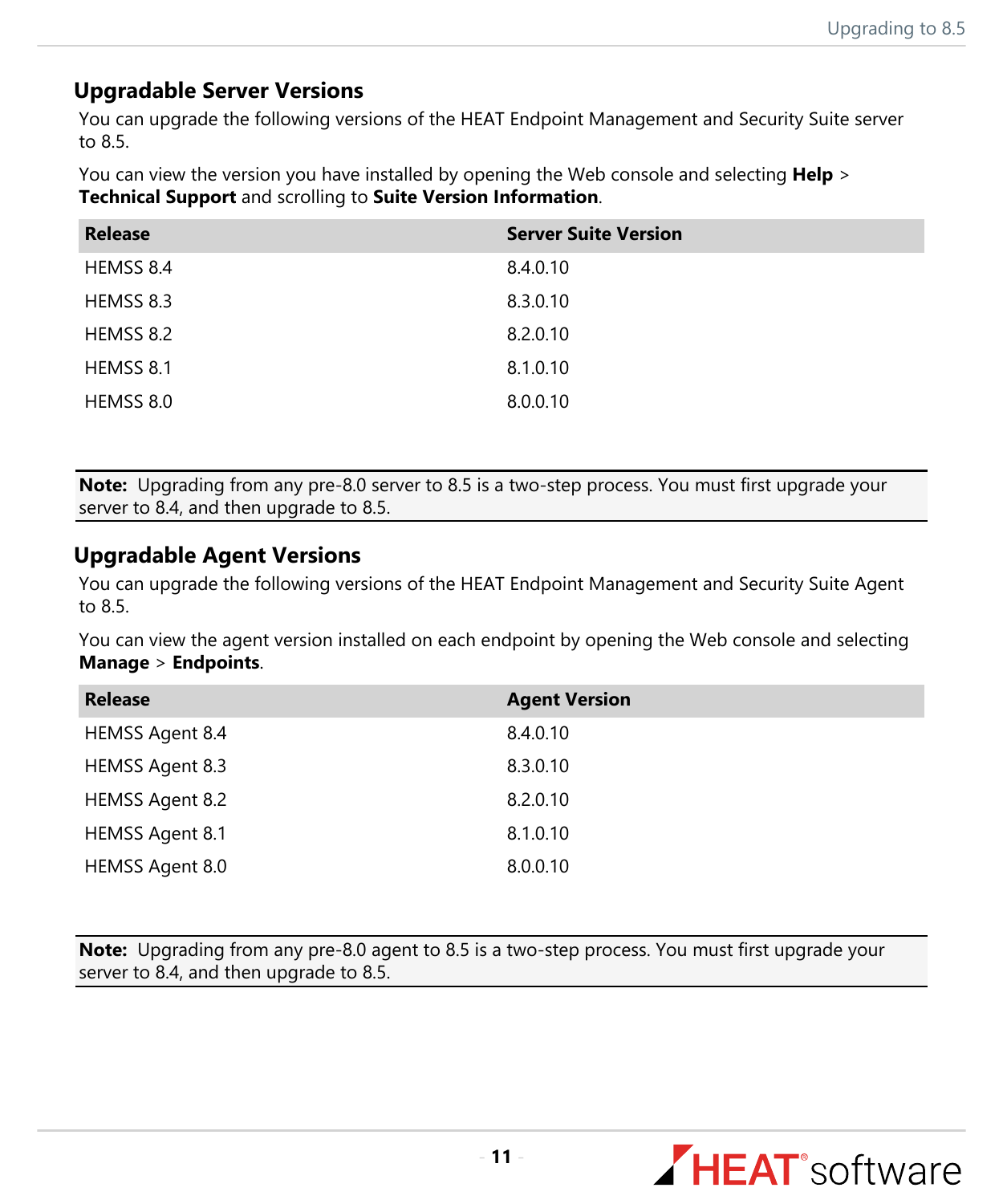## Upgradable Server Versions

You can upgrade the following versions of the HEAT Endpoint Management and Security Suite server to 8.5.

You can view the version you have installed by opening the Web console and selecting **Help** > **Technical Support** and scrolling to **Suite Version Information**.

| Release | Server Suite Version |
| --- | --- |
| HEMSS 8.4 | 8.4.0.10 |
| HEMSS 8.3 | 8.3.0.10 |
| HEMSS 8.2 | 8.2.0.10 |
| HEMSS 8.1 | 8.1.0.10 |
| HEMSS 8.0 | 8.0.0.10 |

**Note:** Upgrading from any pre-8.0 server to 8.5 is a two-step process. You must first upgrade your server to 8.4, and then upgrade to 8.5.

## Upgradable Agent Versions

You can upgrade the following versions of the HEAT Endpoint Management and Security Suite Agent to 8.5.

You can view the agent version installed on each endpoint by opening the Web console and selecting **Manage** > **Endpoints**.

| Release | Agent Version |
| --- | --- |
| HEMSS Agent 8.4 | 8.4.0.10 |
| HEMSS Agent 8.3 | 8.3.0.10 |
| HEMSS Agent 8.2 | 8.2.0.10 |
| HEMSS Agent 8.1 | 8.1.0.10 |
| HEMSS Agent 8.0 | 8.0.0.10 |

**Note:** Upgrading from any pre-8.0 agent to 8.5 is a two-step process. You must first upgrade your server to 8.4, and then upgrade to 8.5.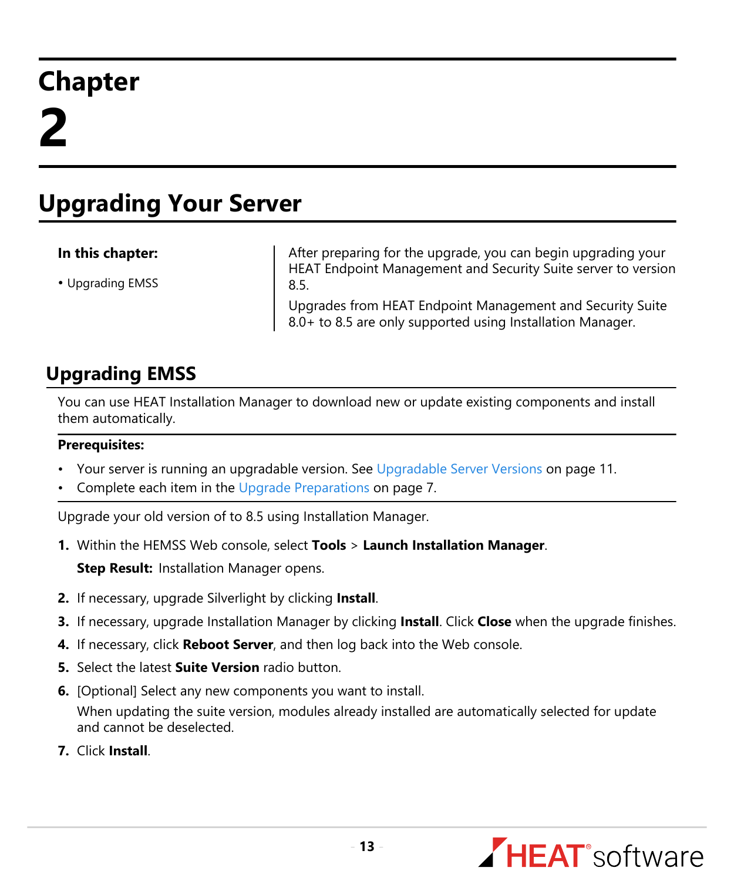# Chapter 2

# Upgrading Your Server

**In this chapter:**

- Upgrading EMSS

After preparing for the upgrade, you can begin upgrading your HEAT Endpoint Management and Security Suite server to version 8.5.

Upgrades from HEAT Endpoint Management and Security Suite 8.0+ to 8.5 are only supported using Installation Manager.

## Upgrading EMSS

You can use HEAT Installation Manager to download new or update existing components and install them automatically.

**Prerequisites:**

- Your server is running an upgradable version. See Upgradable Server Versions on page 11.
- Complete each item in the Upgrade Preparations on page 7.

Upgrade your old version of to 8.5 using Installation Manager.

1. Within the HEMSS Web console, select **Tools** > **Launch Installation Manager**.

   **Step Result:** Installation Manager opens.

2. If necessary, upgrade Silverlight by clicking **Install**.
3. If necessary, upgrade Installation Manager by clicking **Install**. Click **Close** when the upgrade finishes.
4. If necessary, click **Reboot Server**, and then log back into the Web console.
5. Select the latest **Suite Version** radio button.
6. [Optional] Select any new components you want to install.

   When updating the suite version, modules already installed are automatically selected for update and cannot be deselected.

7. Click **Install**.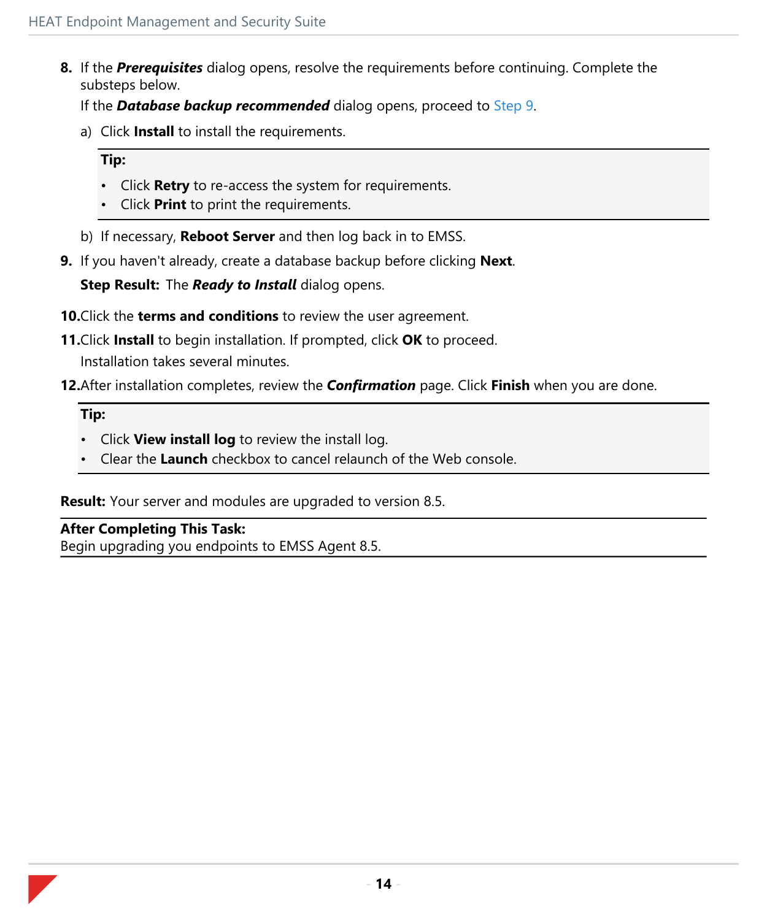8. If the ***Prerequisites*** dialog opens, resolve the requirements before continuing. Complete the substeps below.

   If the ***Database backup recommended*** dialog opens, proceed to Step 9.

   a) Click **Install** to install the requirements.

   > **Tip:**
   >
   > - Click **Retry** to re-access the system for requirements.
   > - Click **Print** to print the requirements.

   b) If necessary, **Reboot Server** and then log back in to EMSS.

9. If you haven't already, create a database backup before clicking **Next**.

   **Step Result:** The ***Ready to Install*** dialog opens.

10. Click the **terms and conditions** to review the user agreement.

11. Click **Install** to begin installation. If prompted, click **OK** to proceed.

    Installation takes several minutes.

12. After installation completes, review the ***Confirmation*** page. Click **Finish** when you are done.

> **Tip:**
>
> - Click **View install log** to review the install log.
> - Clear the **Launch** checkbox to cancel relaunch of the Web console.

**Result:** Your server and modules are upgraded to version 8.5.

**After Completing This Task:**
Begin upgrading you endpoints to EMSS Agent 8.5.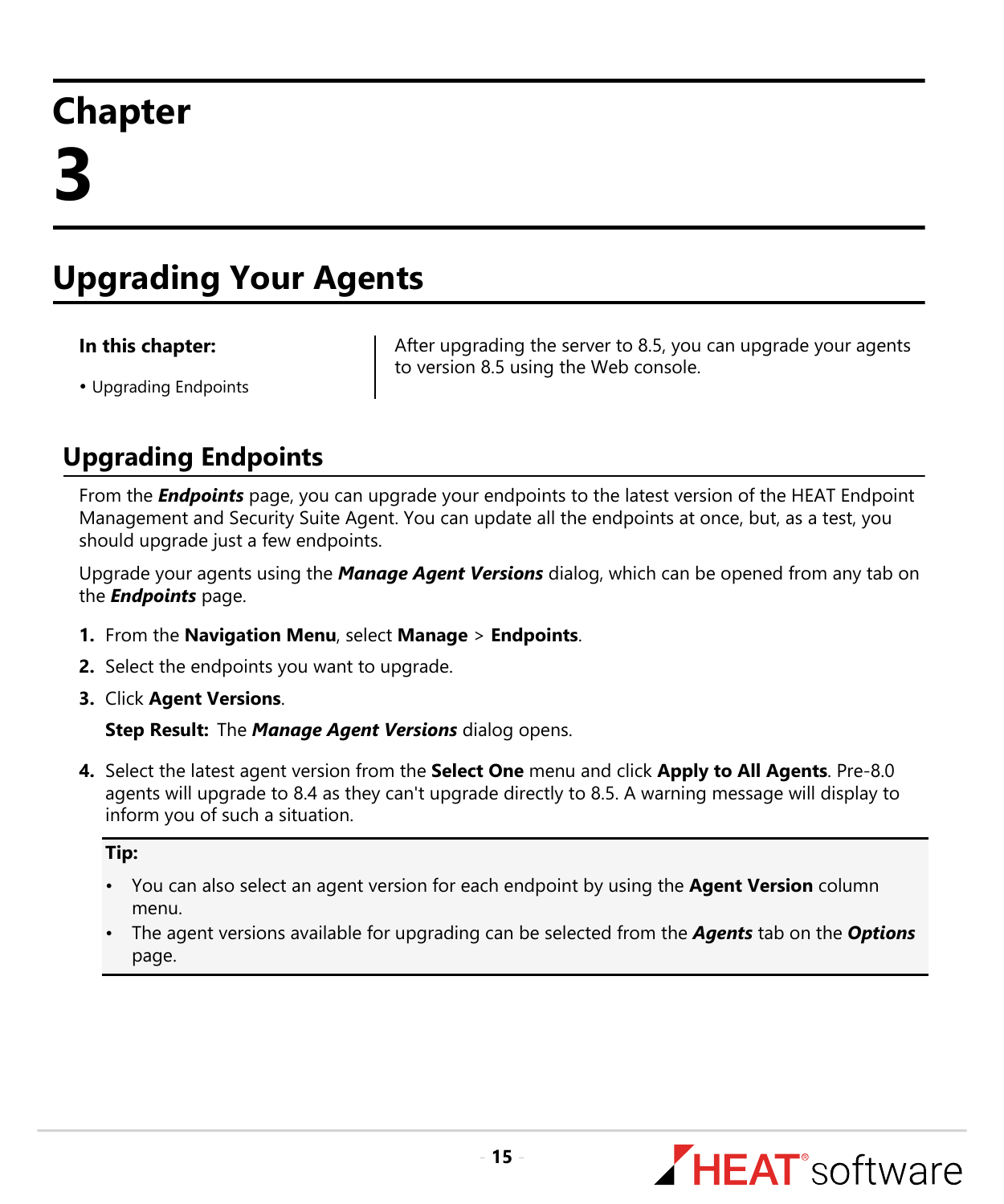# Chapter 3

# Upgrading Your Agents

**In this chapter:**

- Upgrading Endpoints

After upgrading the server to 8.5, you can upgrade your agents to version 8.5 using the Web console.

## Upgrading Endpoints

From the ***Endpoints*** page, you can upgrade your endpoints to the latest version of the HEAT Endpoint Management and Security Suite Agent. You can update all the endpoints at once, but, as a test, you should upgrade just a few endpoints.

Upgrade your agents using the ***Manage Agent Versions*** dialog, which can be opened from any tab on the ***Endpoints*** page.

1. From the **Navigation Menu**, select **Manage** > **Endpoints**.
2. Select the endpoints you want to upgrade.
3. Click **Agent Versions**.

   **Step Result:** The ***Manage Agent Versions*** dialog opens.

4. Select the latest agent version from the **Select One** menu and click **Apply to All Agents**. Pre-8.0 agents will upgrade to 8.4 as they can't upgrade directly to 8.5. A warning message will display to inform you of such a situation.

> **Tip:**
>
> - You can also select an agent version for each endpoint by using the **Agent Version** column menu.
> - The agent versions available for upgrading can be selected from the ***Agents*** tab on the ***Options*** page.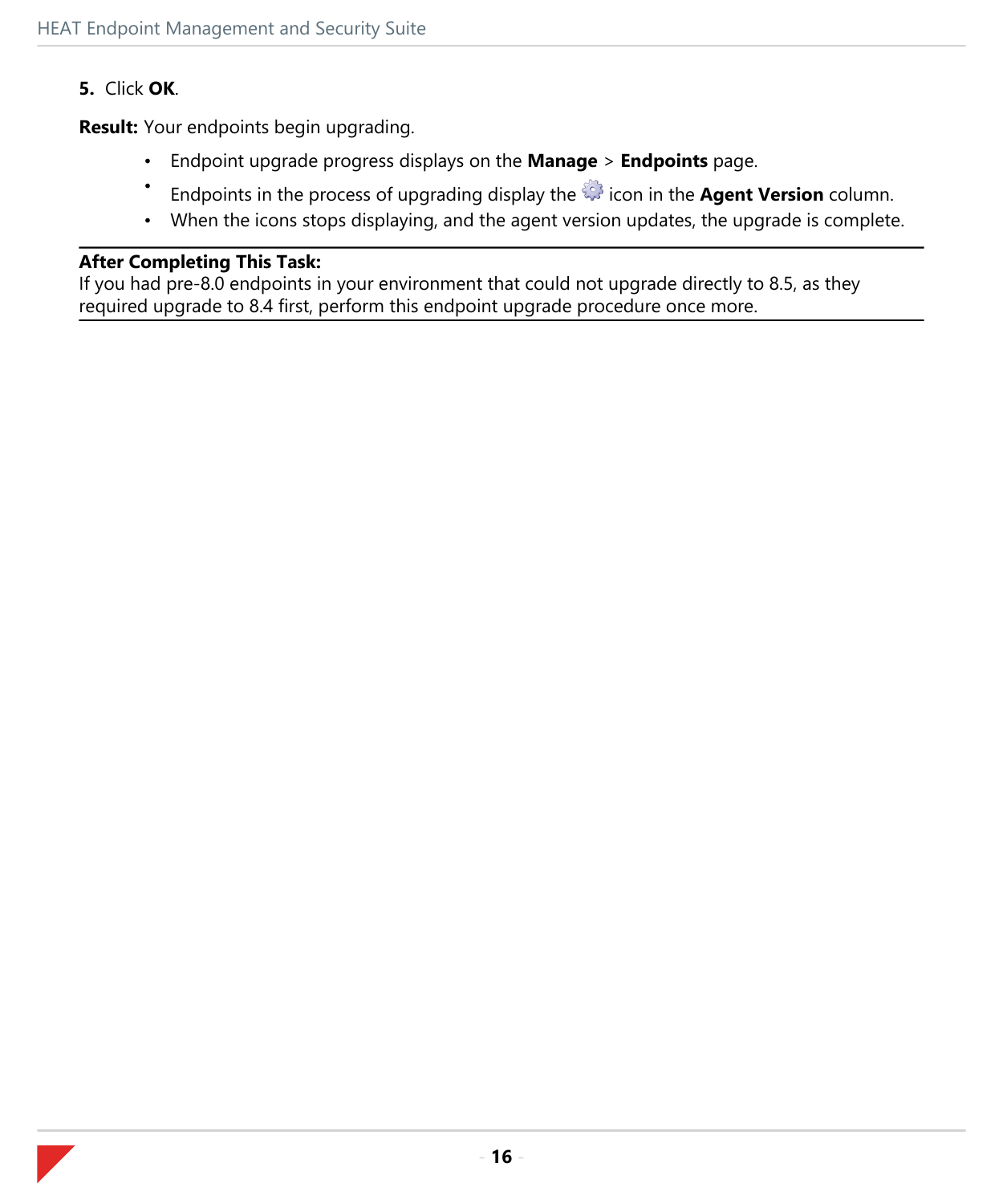5. Click **OK**.

**Result:** Your endpoints begin upgrading.

- Endpoint upgrade progress displays on the **Manage** > **Endpoints** page.
- Endpoints in the process of upgrading display the icon in the **Agent Version** column.
- When the icons stops displaying, and the agent version updates, the upgrade is complete.

---

**After Completing This Task:**
If you had pre-8.0 endpoints in your environment that could not upgrade directly to 8.5, as they required upgrade to 8.4 first, perform this endpoint upgrade procedure once more.

---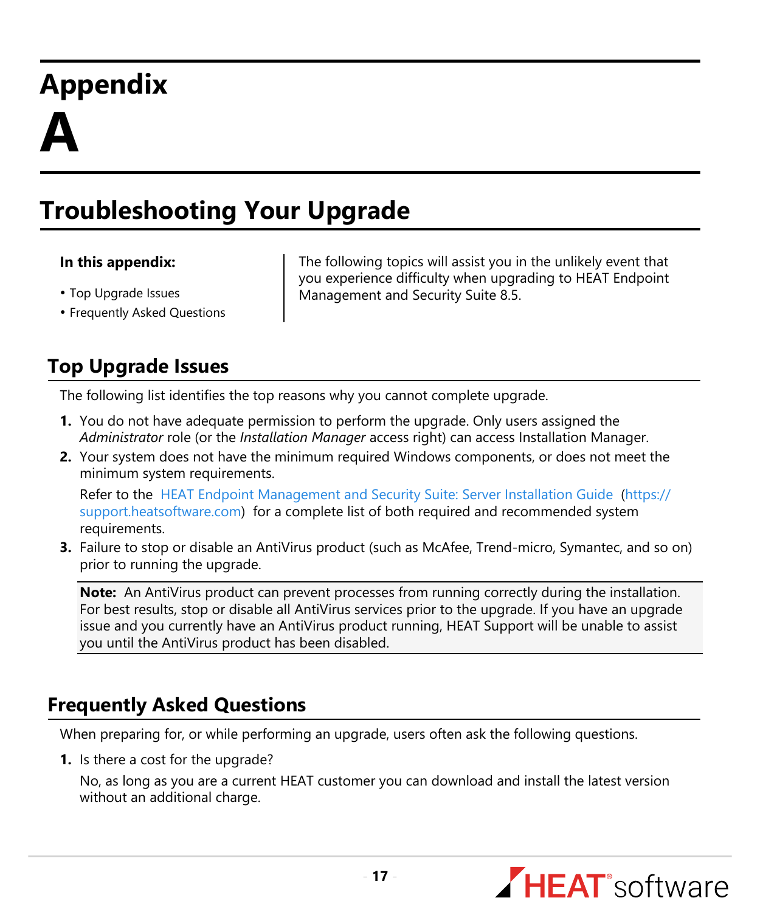# Appendix A

# Troubleshooting Your Upgrade

**In this appendix:**

- Top Upgrade Issues
- Frequently Asked Questions

The following topics will assist you in the unlikely event that you experience difficulty when upgrading to HEAT Endpoint Management and Security Suite 8.5.

## Top Upgrade Issues

The following list identifies the top reasons why you cannot complete upgrade.

1. You do not have adequate permission to perform the upgrade. Only users assigned the *Administrator* role (or the *Installation Manager* access right) can access Installation Manager.
2. Your system does not have the minimum required Windows components, or does not meet the minimum system requirements.

   Refer to the HEAT Endpoint Management and Security Suite: Server Installation Guide (https://support.heatsoftware.com) for a complete list of both required and recommended system requirements.
3. Failure to stop or disable an AntiVirus product (such as McAfee, Trend-micro, Symantec, and so on) prior to running the upgrade.

   **Note:** An AntiVirus product can prevent processes from running correctly during the installation. For best results, stop or disable all AntiVirus services prior to the upgrade. If you have an upgrade issue and you currently have an AntiVirus product running, HEAT Support will be unable to assist you until the AntiVirus product has been disabled.

## Frequently Asked Questions

When preparing for, or while performing an upgrade, users often ask the following questions.

1. Is there a cost for the upgrade?

   No, as long as you are a current HEAT customer you can download and install the latest version without an additional charge.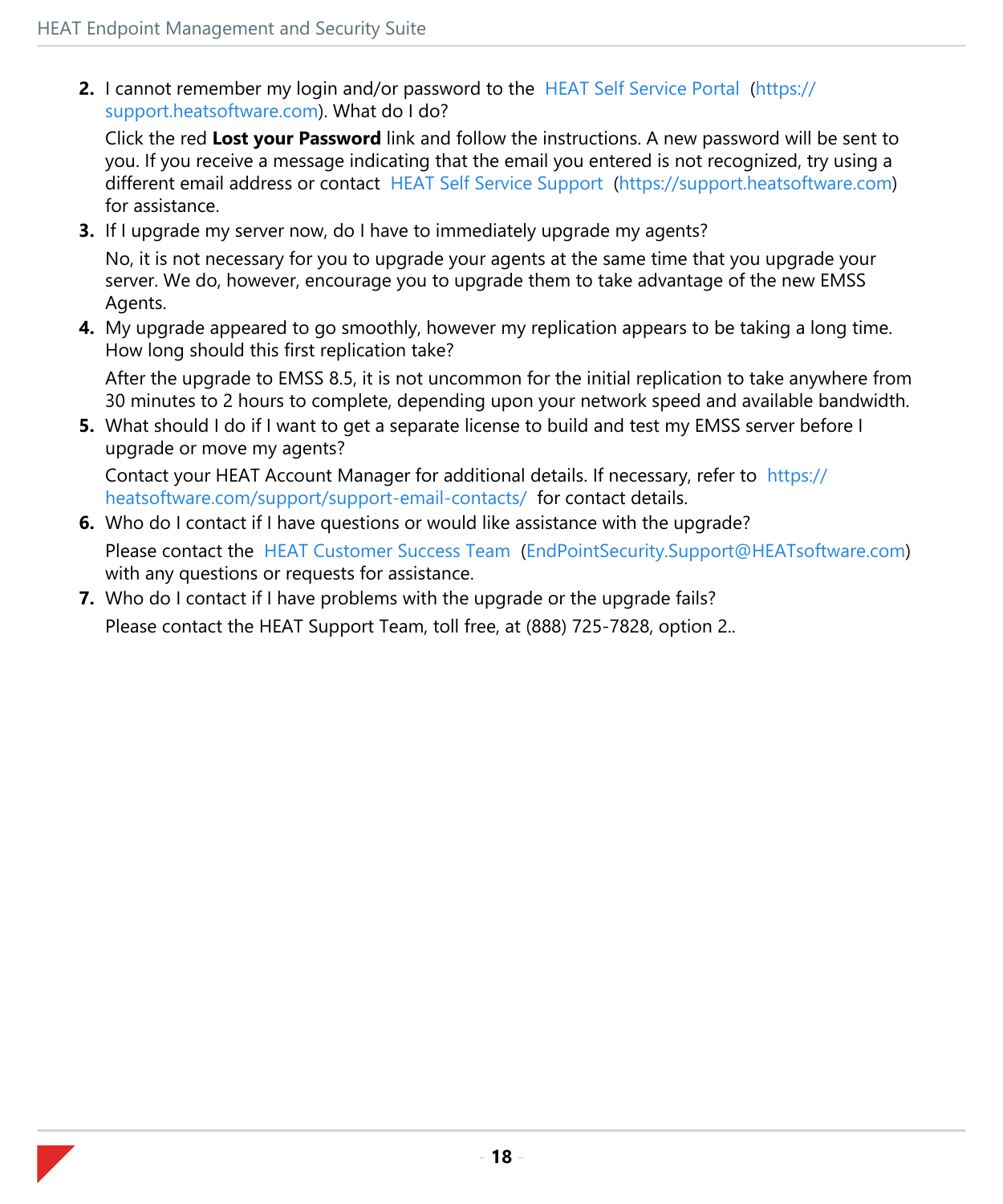2. I cannot remember my login and/or password to the HEAT Self Service Portal (https://support.heatsoftware.com). What do I do?

   Click the red **Lost your Password** link and follow the instructions. A new password will be sent to you. If you receive a message indicating that the email you entered is not recognized, try using a different email address or contact HEAT Self Service Support (https://support.heatsoftware.com) for assistance.

3. If I upgrade my server now, do I have to immediately upgrade my agents?

   No, it is not necessary for you to upgrade your agents at the same time that you upgrade your server. We do, however, encourage you to upgrade them to take advantage of the new EMSS Agents.

4. My upgrade appeared to go smoothly, however my replication appears to be taking a long time. How long should this first replication take?

   After the upgrade to EMSS 8.5, it is not uncommon for the initial replication to take anywhere from 30 minutes to 2 hours to complete, depending upon your network speed and available bandwidth.

5. What should I do if I want to get a separate license to build and test my EMSS server before I upgrade or move my agents?

   Contact your HEAT Account Manager for additional details. If necessary, refer to https://heatsoftware.com/support/support-email-contacts/ for contact details.

6. Who do I contact if I have questions or would like assistance with the upgrade?

   Please contact the HEAT Customer Success Team (EndPointSecurity.Support@HEATsoftware.com) with any questions or requests for assistance.

7. Who do I contact if I have problems with the upgrade or the upgrade fails?

   Please contact the HEAT Support Team, toll free, at (888) 725-7828, option 2..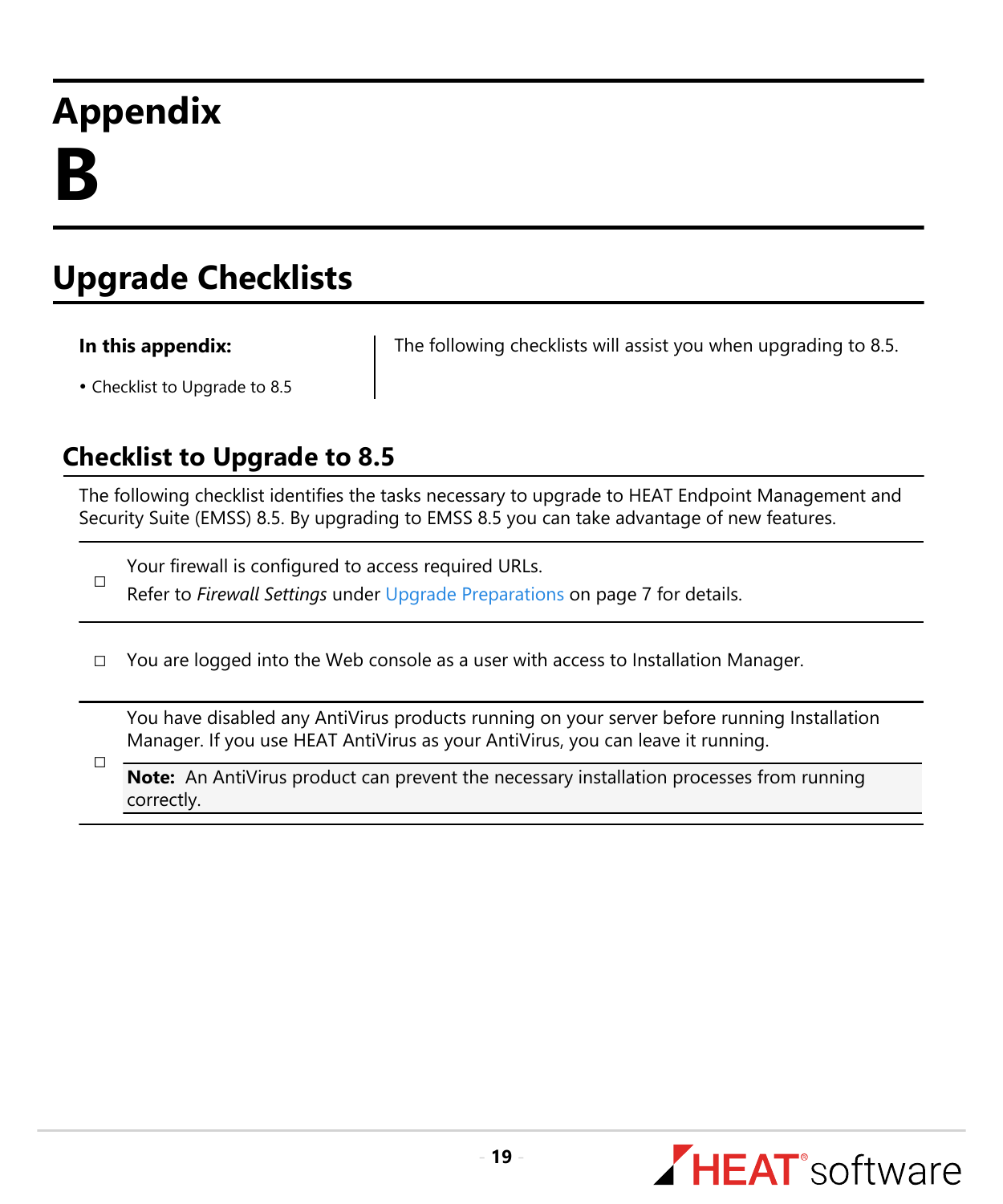# Appendix B

# Upgrade Checklists

**In this appendix:**

- Checklist to Upgrade to 8.5

The following checklists will assist you when upgrading to 8.5.

## Checklist to Upgrade to 8.5

The following checklist identifies the tasks necessary to upgrade to HEAT Endpoint Management and Security Suite (EMSS) 8.5. By upgrading to EMSS 8.5 you can take advantage of new features.

- ☐ Your firewall is configured to access required URLs.
  Refer to *Firewall Settings* under Upgrade Preparations on page 7 for details.

- ☐ You are logged into the Web console as a user with access to Installation Manager.

- ☐ You have disabled any AntiVirus products running on your server before running Installation Manager. If you use HEAT AntiVirus as your AntiVirus, you can leave it running.

  **Note:** An AntiVirus product can prevent the necessary installation processes from running correctly.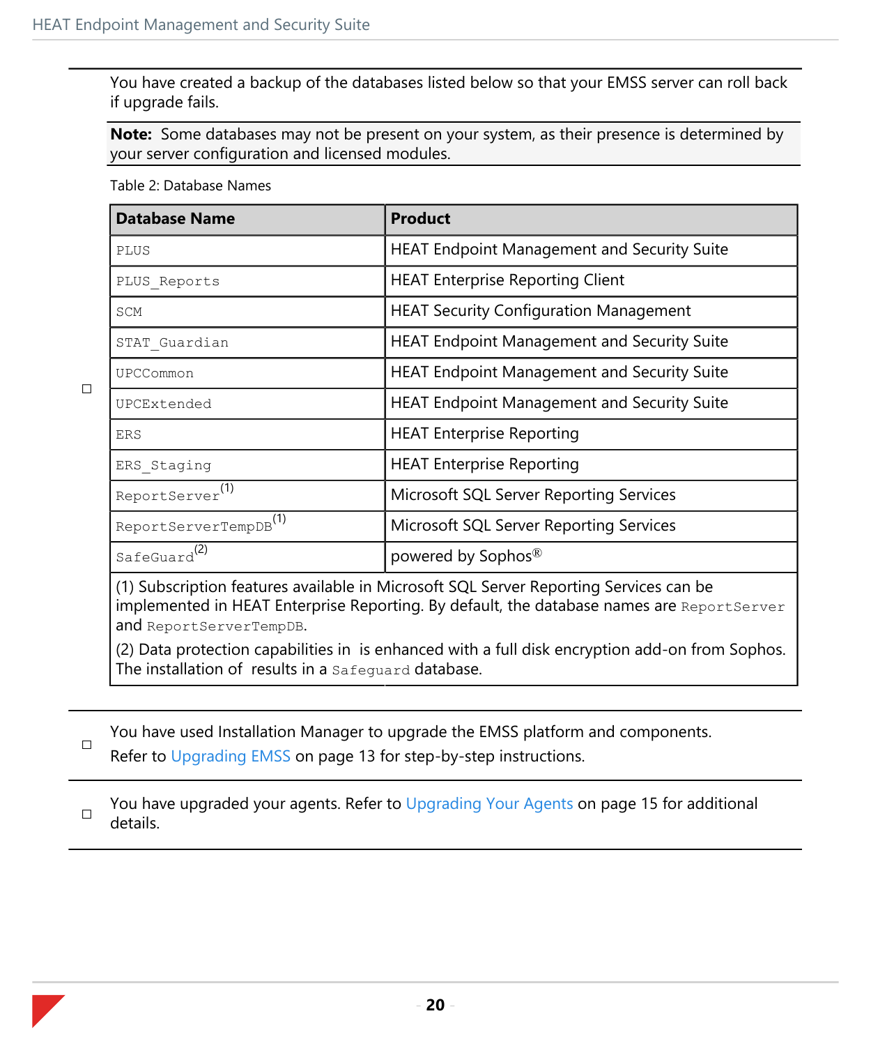☐ You have created a backup of the databases listed below so that your EMSS server can roll back if upgrade fails.

**Note:** Some databases may not be present on your system, as their presence is determined by your server configuration and licensed modules.

Table 2: Database Names

| Database Name | Product |
|---|---|
| `PLUS` | HEAT Endpoint Management and Security Suite |
| `PLUS_Reports` | HEAT Enterprise Reporting Client |
| `SCM` | HEAT Security Configuration Management |
| `STAT_Guardian` | HEAT Endpoint Management and Security Suite |
| `UPCCommon` | HEAT Endpoint Management and Security Suite |
| `UPCExtended` | HEAT Endpoint Management and Security Suite |
| `ERS` | HEAT Enterprise Reporting |
| `ERS_Staging` | HEAT Enterprise Reporting |
| `ReportServer`(1) | Microsoft SQL Server Reporting Services |
| `ReportServerTempDB`(1) | Microsoft SQL Server Reporting Services |
| `SafeGuard`(2) | powered by Sophos® |

(1) Subscription features available in Microsoft SQL Server Reporting Services can be implemented in HEAT Enterprise Reporting. By default, the database names are `ReportServer` and `ReportServerTempDB`.

(2) Data protection capabilities in  is enhanced with a full disk encryption add-on from Sophos. The installation of  results in a `Safeguard` database.

☐ You have used Installation Manager to upgrade the EMSS platform and components.

Refer to Upgrading EMSS on page 13 for step-by-step instructions.

☐ You have upgraded your agents. Refer to Upgrading Your Agents on page 15 for additional details.